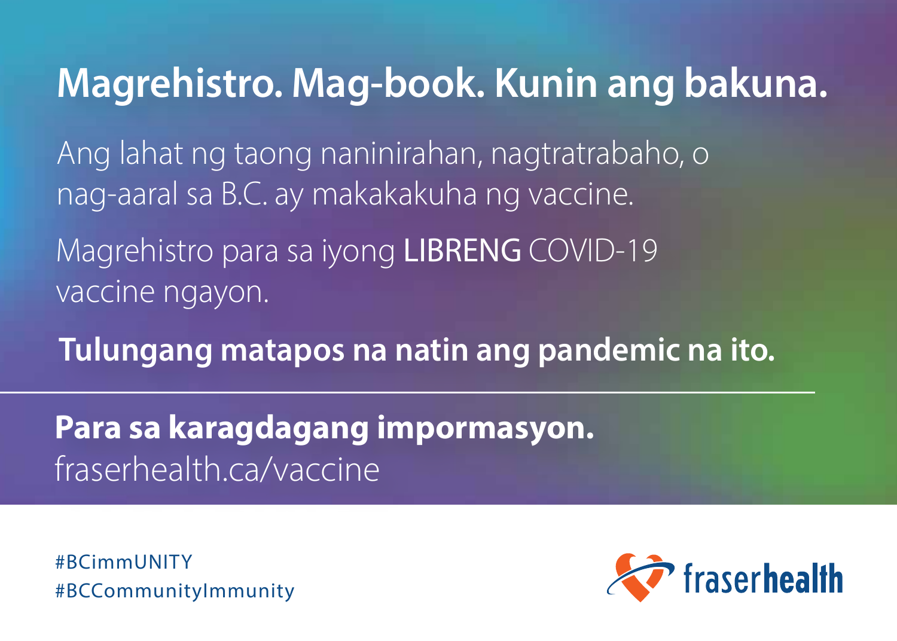# Magrehistro. Mag-book. Kunin ang bakuna.

Ang lahat ng taong naninirahan, nagtratrabaho, o nag-aaral sa B.C. ay makakakuha ng vaccine.

Magrehistro para sa iyong **LIBRENG** COVID-19 vaccine ngayon.

**Tulungang matapos na natin ang pandemic na ito.**

---

**Para sa karagdagang impormasyon.**
fraserhealth.ca/vaccine

#BCimmUNITY
#BCCommunityImmunity

fraserhealth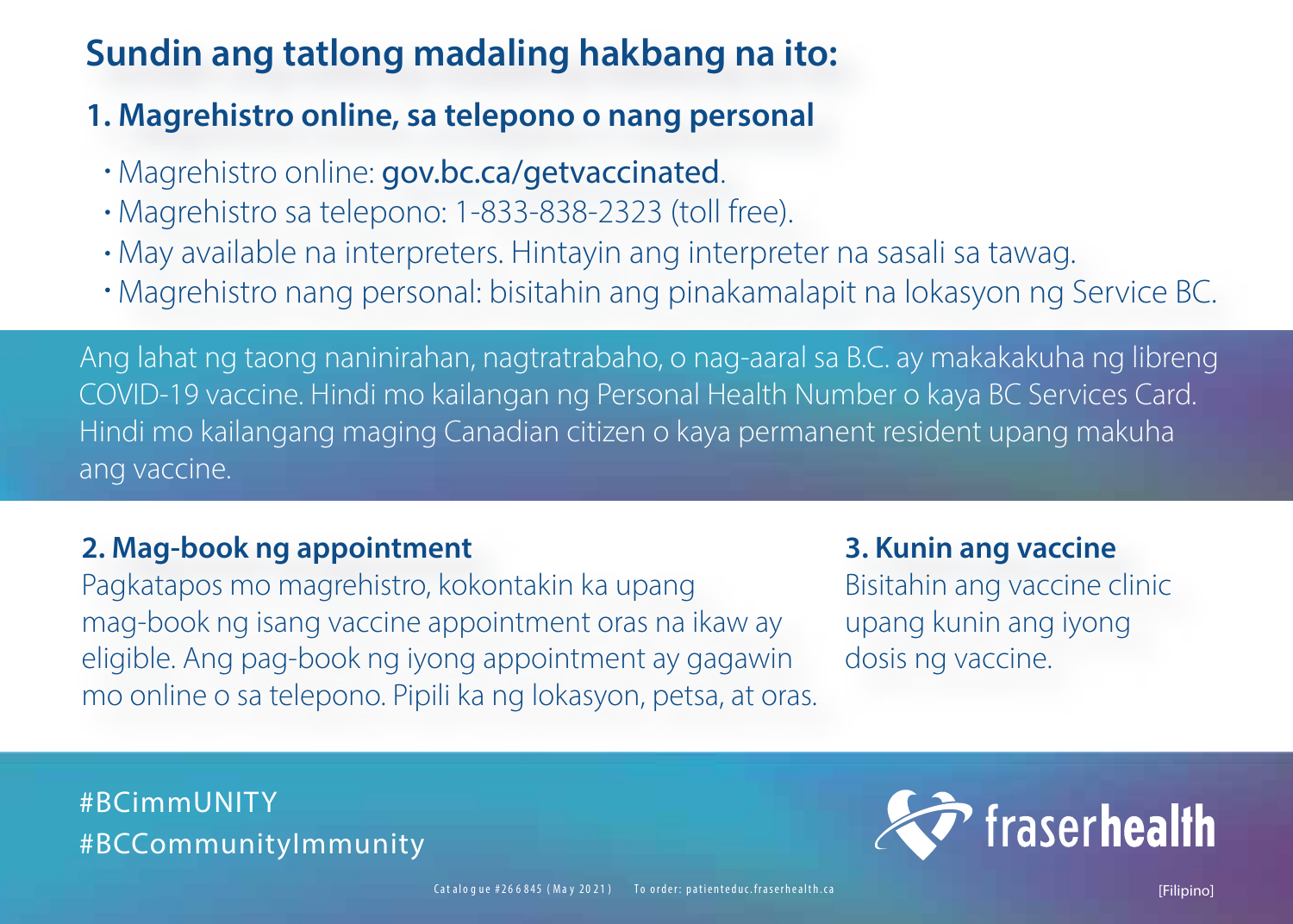## Sundin ang tatlong madaling hakbang na ito:

### 1. Magrehistro online, sa telepono o nang personal

- Magrehistro online: **gov.bc.ca/getvaccinated**.
- Magrehistro sa telepono: 1-833-838-2323 (toll free).
- May available na interpreters. Hintayin ang interpreter na sasali sa tawag.
- Magrehistro nang personal: bisitahin ang pinakamalapit na lokasyon ng Service BC.

Ang lahat ng taong naninirahan, nagtratrabaho, o nag-aaral sa B.C. ay makakakuha ng libreng COVID-19 vaccine. Hindi mo kailangan ng Personal Health Number o kaya BC Services Card. Hindi mo kailangang maging Canadian citizen o kaya permanent resident upang makuha ang vaccine.

### 2. Mag-book ng appointment

Pagkatapos mo magrehistro, kokontakin ka upang mag-book ng isang vaccine appointment oras na ikaw ay eligible. Ang pag-book ng iyong appointment ay gagawin mo online o sa telepono. Pipili ka ng lokasyon, petsa, at oras.

### 3. Kunin ang vaccine

Bisitahin ang vaccine clinic upang kunin ang iyong dosis ng vaccine.

#BCimmUNITY
#BCCommunityImmunity

fraserhealth

Catalogue #266845 (May 2021) To order: patienteduc.fraserhealth.ca

[Filipino]